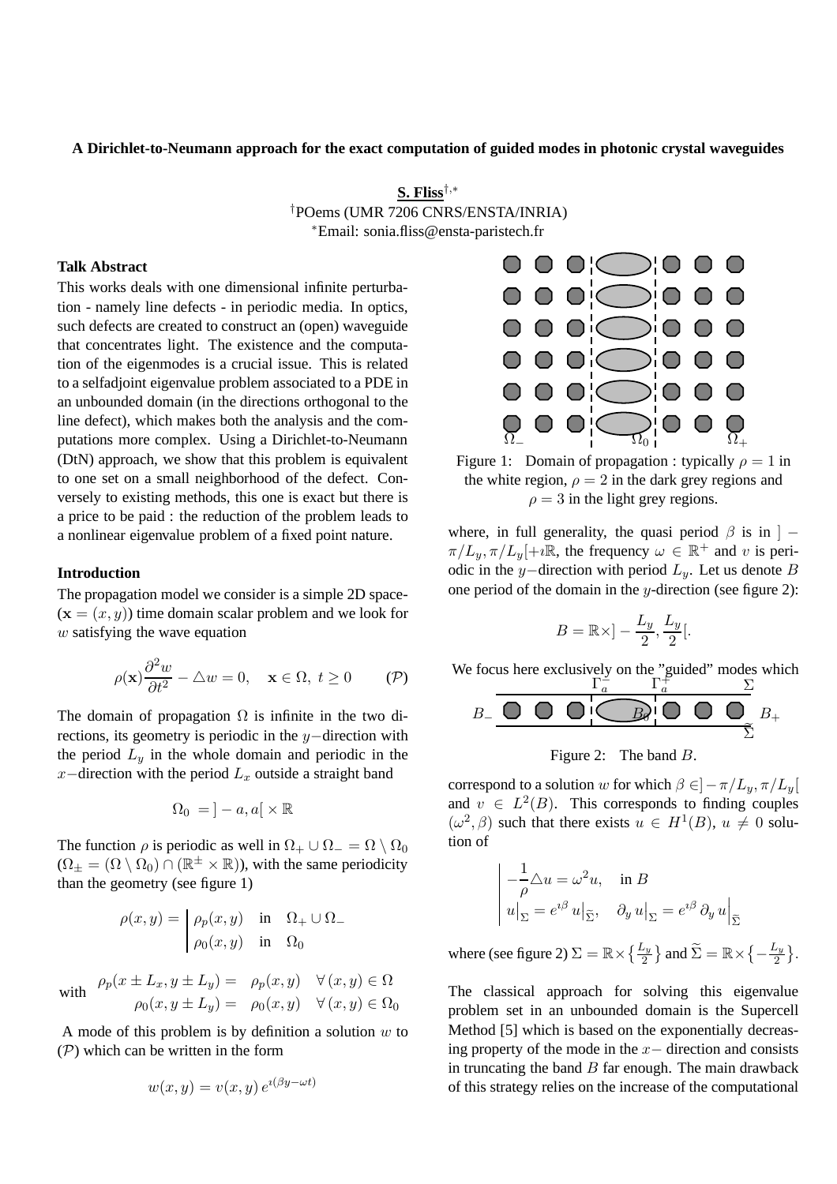**A Dirichlet-to-Neumann approach for the exact computation of guided modes in photonic crystal waveguides**

**S. Fliss**[†,*]
[†]POems (UMR 7206 CNRS/ENSTA/INRIA)
[*]Email: sonia.fliss@ensta-paristech.fr

### Talk Abstract

This works deals with one dimensional infinite perturbation - namely line defects - in periodic media. In optics, such defects are created to construct an (open) waveguide that concentrates light. The existence and the computation of the eigenmodes is a crucial issue. This is related to a selfadjoint eigenvalue problem associated to a PDE in an unbounded domain (in the directions orthogonal to the line defect), which makes both the analysis and the computations more complex. Using a Dirichlet-to-Neumann (DtN) approach, we show that this problem is equivalent to one set on a small neighborhood of the defect. Conversely to existing methods, this one is exact but there is a price to be paid : the reduction of the problem leads to a nonlinear eigenvalue problem of a fixed point nature.

### Introduction

The propagation model we consider is a simple 2D space-($\mathbf{x} = (x, y)$) time domain scalar problem and we look for $w$ satisfying the wave equation

$$\rho(\mathbf{x})\frac{\partial^2 w}{\partial t^2} - \triangle w = 0, \quad \mathbf{x} \in \Omega,\ t \geq 0 \qquad (\mathcal{P})$$

The domain of propagation $\Omega$ is infinite in the two directions, its geometry is periodic in the $y-$direction with the period $L_y$ in the whole domain and periodic in the $x-$direction with the period $L_x$ outside a straight band

$$\Omega_0 = ]-a, a[ \times \mathbb{R}$$

The function $\rho$ is periodic as well in $\Omega_+ \cup \Omega_- = \Omega \setminus \Omega_0$ ($\Omega_\pm = (\Omega \setminus \Omega_0) \cap (\mathbb{R}^\pm \times \mathbb{R})$), with the same periodicity than the geometry (see figure 1)

$$\rho(x,y) = \begin{cases} \rho_p(x,y) & \text{in} \quad \Omega_+ \cup \Omega_- \\ \rho_0(x,y) & \text{in} \quad \Omega_0 \end{cases}$$

with
$$\begin{aligned} \rho_p(x \pm L_x, y \pm L_y) &= \rho_p(x,y) \quad \forall\, (x,y) \in \Omega \\ \rho_0(x, y \pm L_y) &= \rho_0(x,y) \quad \forall\, (x,y) \in \Omega_0 \end{aligned}$$

A mode of this problem is by definition a solution $w$ to ($\mathcal{P}$) which can be written in the form

$$w(x,y) = v(x,y)\, e^{\imath(\beta y - \omega t)}$$

Figure 1: Domain of propagation : typically $\rho = 1$ in the white region, $\rho = 2$ in the dark grey regions and $\rho = 3$ in the light grey regions.

where, in full generality, the quasi period $\beta$ is in $]-\pi/L_y, \pi/L_y[+\imath\mathbb{R}$, the frequency $\omega \in \mathbb{R}^+$ and $v$ is periodic in the $y-$direction with period $L_y$. Let us denote $B$ one period of the domain in the $y$-direction (see figure 2):

$$B = \mathbb{R} \times ]-\frac{L_y}{2}, \frac{L_y}{2}[.$$

We focus here exclusively on the "guided" modes which correspond to a solution $w$ for which $\beta \in ]-\pi/L_y, \pi/L_y[$ and $v \in L^2(B)$. This corresponds to finding couples $(\omega^2, \beta)$ such that there exists $u \in H^1(B)$, $u \neq 0$ solution of

Figure 2: The band $B$.

$$\begin{cases} -\dfrac{1}{\rho}\triangle u = \omega^2 u, & \text{in } B \\ u\big|_\Sigma = e^{\imath\beta}\, u\big|_{\widetilde{\Sigma}}, & \partial_y\, u\big|_\Sigma = e^{\imath\beta}\, \partial_y\, u\Big|_{\widetilde{\Sigma}} \end{cases}$$

where (see figure 2) $\Sigma = \mathbb{R} \times \{\frac{L_y}{2}\}$ and $\widetilde{\Sigma} = \mathbb{R} \times \{-\frac{L_y}{2}\}$.

The classical approach for solving this eigenvalue problem set in an unbounded domain is the Supercell Method [5] which is based on the exponentially decreasing property of the mode in the $x-$ direction and consists in truncating the band $B$ far enough. The main drawback of this strategy relies on the increase of the computational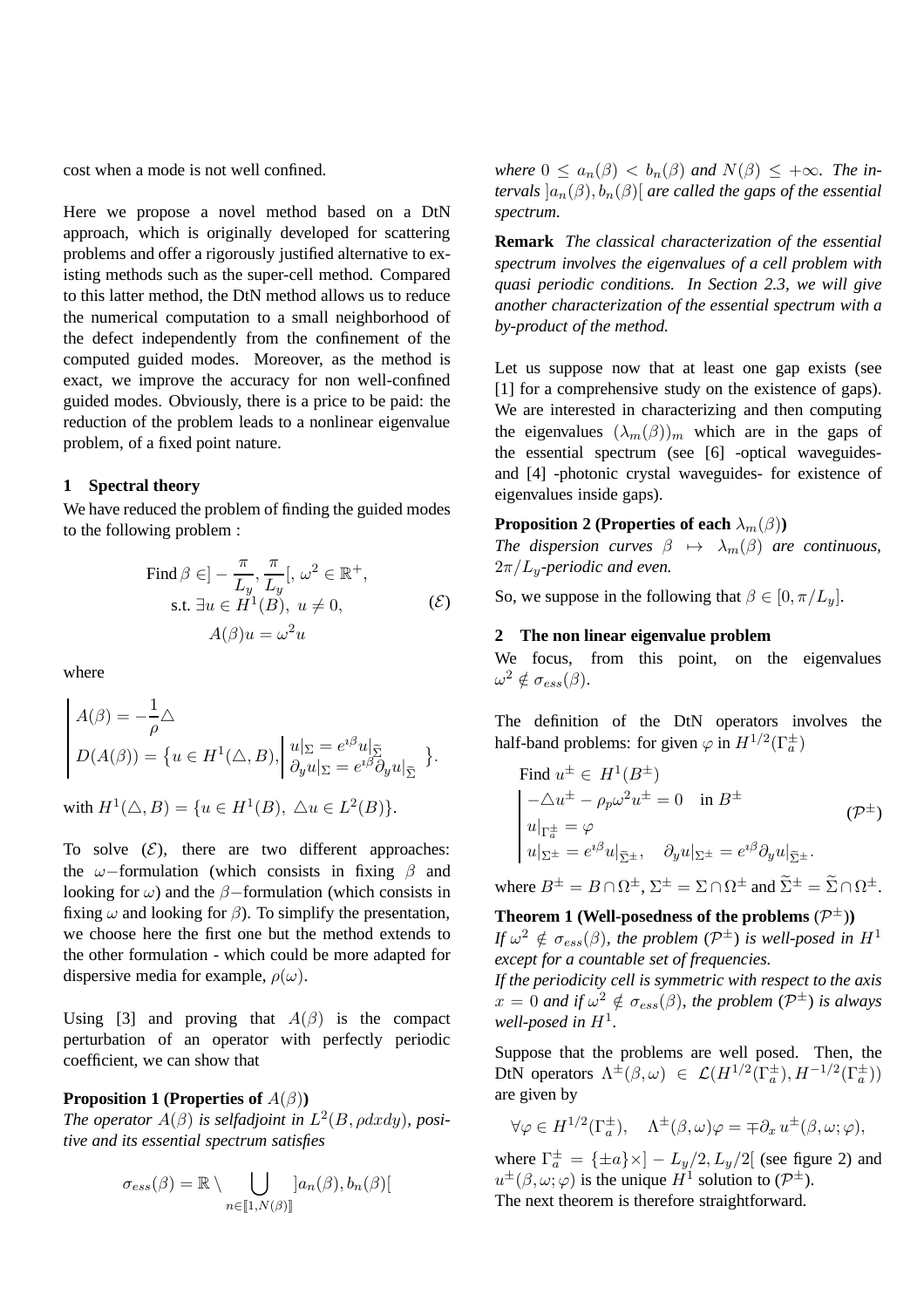cost when a mode is not well confined.

Here we propose a novel method based on a DtN approach, which is originally developed for scattering problems and offer a rigorously justified alternative to existing methods such as the super-cell method. Compared to this latter method, the DtN method allows us to reduce the numerical computation to a small neighborhood of the defect independently from the confinement of the computed guided modes. Moreover, as the method is exact, we improve the accuracy for non well-confined guided modes. Obviously, there is a price to be paid: the reduction of the problem leads to a nonlinear eigenvalue problem, of a fixed point nature.

## 1 Spectral theory

We have reduced the problem of finding the guided modes to the following problem :

$$
\begin{aligned}
&\text{Find } \beta \in ]-\frac{\pi}{L_y}, \frac{\pi}{L_y}[,\ \omega^2 \in \mathbb{R}^+,\\
&\text{s.t. } \exists u \in H^1(B),\ u \neq 0, \qquad\qquad (\mathcal{E})\\
&A(\beta)u = \omega^2 u
\end{aligned}
$$

where

$$
\left|
\begin{aligned}
&A(\beta) = -\frac{1}{\rho}\triangle\\
&D(A(\beta)) = \left\{u \in H^1(\triangle, B), \left|\begin{aligned}&u|_\Sigma = e^{\imath\beta}u|_{\widetilde{\Sigma}}\\ &\partial_y u|_\Sigma = e^{\imath\beta}\partial_y u|_{\widetilde{\Sigma}}\end{aligned}\right.\right\}.
\end{aligned}
\right.
$$

with $H^1(\triangle, B) = \{u \in H^1(B),\ \triangle u \in L^2(B)\}$.

To solve $(\mathcal{E})$, there are two different approaches: the $\omega-$formulation (which consists in fixing $\beta$ and looking for $\omega$) and the $\beta-$formulation (which consists in fixing $\omega$ and looking for $\beta$). To simplify the presentation, we choose here the first one but the method extends to the other formulation - which could be more adapted for dispersive media for example, $\rho(\omega)$.

Using [3] and proving that $A(\beta)$ is the compact perturbation of an operator with perfectly periodic coefficient, we can show that

**Proposition 1 (Properties of $A(\beta)$)**
*The operator $A(\beta)$ is selfadjoint in $L^2(B, \rho dxdy)$, positive and its essential spectrum satisfies*

$$
\sigma_{ess}(\beta) = \mathbb{R} \setminus \bigcup_{n \in [\![1, N(\beta)]\!]} ]a_n(\beta), b_n(\beta)[
$$

*where $0 \leq a_n(\beta) < b_n(\beta)$ and $N(\beta) \leq +\infty$. The intervals $]a_n(\beta), b_n(\beta)[$ are called the gaps of the essential spectrum.*

**Remark** *The classical characterization of the essential spectrum involves the eigenvalues of a cell problem with quasi periodic conditions. In Section 2.3, we will give another characterization of the essential spectrum with a by-product of the method.*

Let us suppose now that at least one gap exists (see [1] for a comprehensive study on the existence of gaps). We are interested in characterizing and then computing the eigenvalues $(\lambda_m(\beta))_m$ which are in the gaps of the essential spectrum (see [6] -optical waveguides- and [4] -photonic crystal waveguides- for existence of eigenvalues inside gaps).

**Proposition 2 (Properties of each $\lambda_m(\beta)$)**
*The dispersion curves $\beta \mapsto \lambda_m(\beta)$ are continuous, $2\pi/L_y$-periodic and even.*

So, we suppose in the following that $\beta \in [0, \pi/L_y]$.

## 2 The non linear eigenvalue problem

We focus, from this point, on the eigenvalues $\omega^2 \notin \sigma_{ess}(\beta)$.

The definition of the DtN operators involves the half-band problems: for given $\varphi$ in $H^{1/2}(\Gamma_a^\pm)$

$$
\begin{aligned}
&\text{Find } u^\pm \in H^1(B^\pm)\\
&\left|
\begin{aligned}
&-\triangle u^\pm - \rho_p\omega^2 u^\pm = 0 \quad \text{in } B^\pm\\
&u|_{\Gamma_a^\pm} = \varphi\\
&u|_{\Sigma^\pm} = e^{\imath\beta}u|_{\widetilde{\Sigma}^\pm}, \quad \partial_y u|_{\Sigma^\pm} = e^{\imath\beta}\partial_y u|_{\widetilde{\Sigma}^\pm}.
\end{aligned}
\right. \qquad (\mathcal{P}^\pm)
\end{aligned}
$$

where $B^\pm = B \cap \Omega^\pm$, $\Sigma^\pm = \Sigma \cap \Omega^\pm$ and $\widetilde{\Sigma}^\pm = \widetilde{\Sigma} \cap \Omega^\pm$.

**Theorem 1 (Well-posedness of the problems $(\mathcal{P}^\pm)$)**
*If $\omega^2 \notin \sigma_{ess}(\beta)$, the problem $(\mathcal{P}^\pm)$ is well-posed in $H^1$ except for a countable set of frequencies.*
*If the periodicity cell is symmetric with respect to the axis $x = 0$ and if $\omega^2 \notin \sigma_{ess}(\beta)$, the problem $(\mathcal{P}^\pm)$ is always well-posed in $H^1$.*

Suppose that the problems are well posed. Then, the DtN operators $\Lambda^\pm(\beta, \omega) \in \mathcal{L}(H^{1/2}(\Gamma_a^\pm), H^{-1/2}(\Gamma_a^\pm))$ are given by

$$
\forall \varphi \in H^{1/2}(\Gamma_a^\pm), \quad \Lambda^\pm(\beta, \omega)\varphi = \mp\partial_x u^\pm(\beta, \omega; \varphi),
$$

where $\Gamma_a^\pm = \{\pm a\}\times] - L_y/2, L_y/2[$ (see figure 2) and $u^\pm(\beta, \omega; \varphi)$ is the unique $H^1$ solution to $(\mathcal{P}^\pm)$.
The next theorem is therefore straightforward.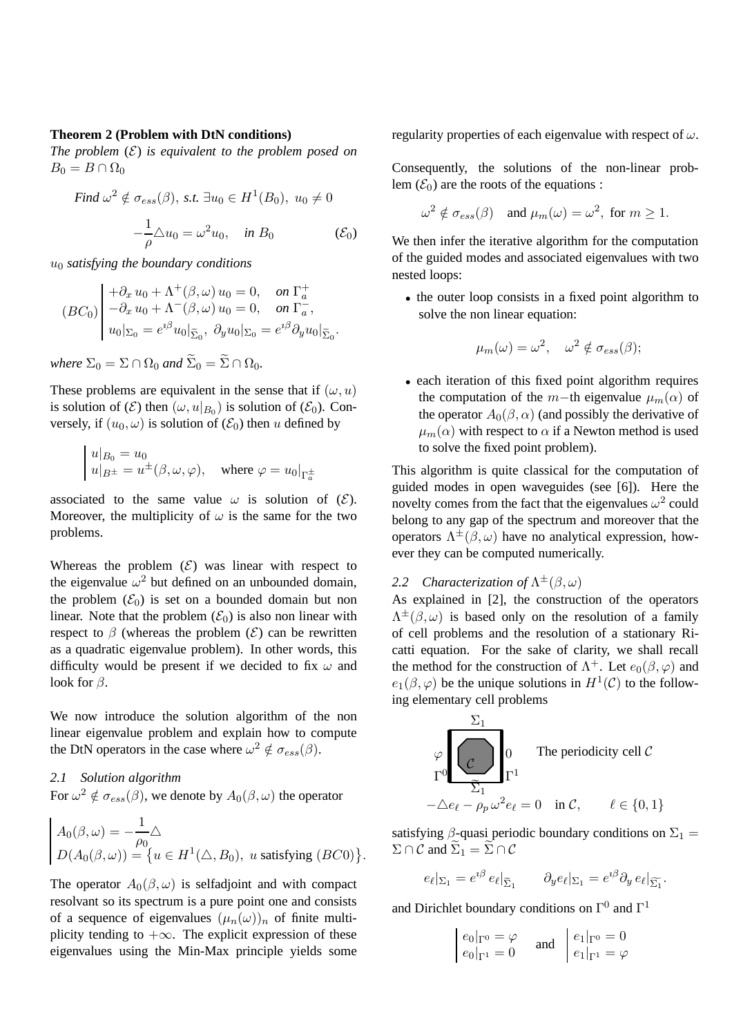**Theorem 2 (Problem with DtN conditions)**
*The problem $(\mathcal{E})$ is equivalent to the problem posed on $B_0 = B \cap \Omega_0$*

$$
\text{Find } \omega^2 \notin \sigma_{ess}(\beta), \text{ s.t. } \exists u_0 \in H^1(B_0),\ u_0 \neq 0
$$

$$
-\frac{1}{\rho}\triangle u_0 = \omega^2 u_0, \quad \text{in } B_0 \qquad (\mathcal{E}_0)
$$

*$u_0$ satisfying the boundary conditions*

$$
(BC_0) \left| \begin{array}{ll} +\partial_x u_0 + \Lambda^+(\beta,\omega)\, u_0 = 0, & \text{on } \Gamma_a^+ \\ -\partial_x u_0 + \Lambda^-(\beta,\omega)\, u_0 = 0, & \text{on } \Gamma_a^-, \\ u_0|_{\Sigma_0} = e^{\imath\beta} u_0|_{\widetilde{\Sigma}_0},\ \partial_y u_0|_{\Sigma_0} = e^{\imath\beta}\partial_y u_0|_{\widetilde{\Sigma}_0}. & \end{array} \right.
$$

*where $\Sigma_0 = \Sigma \cap \Omega_0$ and $\widetilde{\Sigma}_0 = \widetilde{\Sigma} \cap \Omega_0$.*

These problems are equivalent in the sense that if $(\omega, u)$ is solution of $(\mathcal{E})$ then $(\omega, u|_{B_0})$ is solution of $(\mathcal{E}_0)$. Conversely, if $(u_0, \omega)$ is solution of $(\mathcal{E}_0)$ then $u$ defined by

$$
\left| \begin{array}{l} u|_{B_0} = u_0 \\ u|_{B^\pm} = u^\pm(\beta, \omega, \varphi), \quad \text{where } \varphi = u_0|_{\Gamma_a^\pm} \end{array} \right.
$$

associated to the same value $\omega$ is solution of $(\mathcal{E})$. Moreover, the multiplicity of $\omega$ is the same for the two problems.

Whereas the problem $(\mathcal{E})$ was linear with respect to the eigenvalue $\omega^2$ but defined on an unbounded domain, the problem $(\mathcal{E}_0)$ is set on a bounded domain but non linear. Note that the problem $(\mathcal{E}_0)$ is also non linear with respect to $\beta$ (whereas the problem $(\mathcal{E})$ can be rewritten as a quadratic eigenvalue problem). In other words, this difficulty would be present if we decided to fix $\omega$ and look for $\beta$.

We now introduce the solution algorithm of the non linear eigenvalue problem and explain how to compute the DtN operators in the case where $\omega^2 \notin \sigma_{ess}(\beta)$.

### 2.1 Solution algorithm

For $\omega^2 \notin \sigma_{ess}(\beta)$, we denote by $A_0(\beta, \omega)$ the operator

$$
\left| \begin{array}{l} A_0(\beta,\omega) = -\dfrac{1}{\rho_0}\triangle \\ D(A_0(\beta,\omega)) = \left\{ u \in H^1(\triangle, B_0),\ u \text{ satisfying } (BC0) \right\}. \end{array} \right.
$$

The operator $A_0(\beta, \omega)$ is selfadjoint and with compact resolvant so its spectrum is a pure point one and consists of a sequence of eigenvalues $(\mu_n(\omega))_n$ of finite multiplicity tending to $+\infty$. The explicit expression of these eigenvalues using the Min-Max principle yields some regularity properties of each eigenvalue with respect of $\omega$.

Consequently, the solutions of the non-linear problem $(\mathcal{E}_0)$ are the roots of the equations :

$$
\omega^2 \notin \sigma_{ess}(\beta) \quad \text{and } \mu_m(\omega) = \omega^2, \text{ for } m \geq 1.
$$

We then infer the iterative algorithm for the computation of the guided modes and associated eigenvalues with two nested loops:

- the outer loop consists in a fixed point algorithm to solve the non linear equation:
$$
\mu_m(\omega) = \omega^2, \quad \omega^2 \notin \sigma_{ess}(\beta);
$$
- each iteration of this fixed point algorithm requires the computation of the $m-$th eigenvalue $\mu_m(\alpha)$ of the operator $A_0(\beta, \alpha)$ (and possibly the derivative of $\mu_m(\alpha)$ with respect to $\alpha$ if a Newton method is used to solve the fixed point problem).

This algorithm is quite classical for the computation of guided modes in open waveguides (see [6]). Here the novelty comes from the fact that the eigenvalues $\omega^2$ could belong to any gap of the spectrum and moreover that the operators $\Lambda^\pm(\beta, \omega)$ have no analytical expression, however they can be computed numerically.

### 2.2 Characterization of $\Lambda^\pm(\beta, \omega)$

As explained in [2], the construction of the operators $\Lambda^\pm(\beta, \omega)$ is based only on the resolution of a family of cell problems and the resolution of a stationary Ricatti equation. For the sake of clarity, we shall recall the method for the construction of $\Lambda^+$. Let $e_0(\beta, \varphi)$ and $e_1(\beta, \varphi)$ be the unique solutions in $H^1(\mathcal{C})$ to the following elementary cell problems

The periodicity cell $\mathcal{C}$

$$
-\triangle e_\ell - \rho_p\, \omega^2 e_\ell = 0 \quad \text{in } \mathcal{C}, \qquad \ell \in \{0, 1\}
$$

satisfying $\beta$-quasi periodic boundary conditions on $\Sigma_1 = \Sigma \cap \mathcal{C}$ and $\widetilde{\Sigma}_1 = \widetilde{\Sigma} \cap \mathcal{C}$

$$
e_\ell|_{\Sigma_1} = e^{\imath\beta}\, e_\ell|_{\widetilde{\Sigma}_1} \qquad \partial_y e_\ell|_{\Sigma_1} = e^{\imath\beta}\partial_y\, e_\ell|_{\widetilde{\Sigma}_1}.
$$

and Dirichlet boundary conditions on $\Gamma^0$ and $\Gamma^1$

$$
\left| \begin{array}{l} e_0|_{\Gamma^0} = \varphi \\ e_0|_{\Gamma^1} = 0 \end{array} \right. \quad \text{and} \quad \left| \begin{array}{l} e_1|_{\Gamma^0} = 0 \\ e_1|_{\Gamma^1} = \varphi \end{array} \right.
$$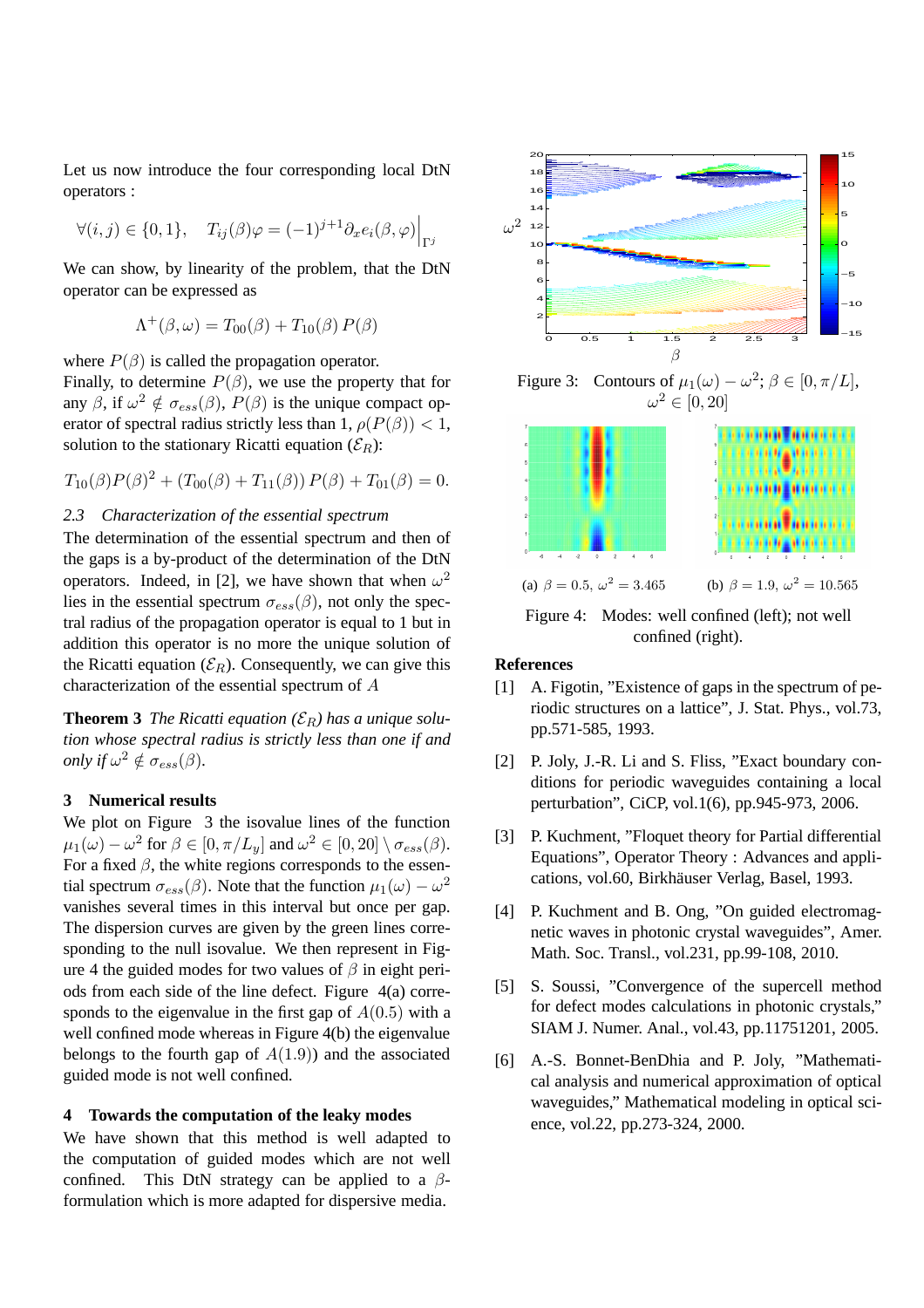Let us now introduce the four corresponding local DtN operators :

$$\forall (i,j) \in \{0,1\}, \quad T_{ij}(\beta)\varphi = (-1)^{j+1}\partial_x e_i(\beta,\varphi)\Big|_{\Gamma^j}$$

We can show, by linearity of the problem, that the DtN operator can be expressed as

$$\Lambda^+(\beta,\omega) = T_{00}(\beta) + T_{10}(\beta)\, P(\beta)$$

where $P(\beta)$ is called the propagation operator.
Finally, to determine $P(\beta)$, we use the property that for any $\beta$, if $\omega^2 \notin \sigma_{ess}(\beta)$, $P(\beta)$ is the unique compact operator of spectral radius strictly less than 1, $\rho(P(\beta)) < 1$, solution to the stationary Ricatti equation $(\mathcal{E}_R)$:

$$T_{10}(\beta)P(\beta)^2 + (T_{00}(\beta) + T_{11}(\beta))\, P(\beta) + T_{01}(\beta) = 0.$$

### 2.3 *Characterization of the essential spectrum*

The determination of the essential spectrum and then of the gaps is a by-product of the determination of the DtN operators. Indeed, in [2], we have shown that when $\omega^2$ lies in the essential spectrum $\sigma_{ess}(\beta)$, not only the spectral radius of the propagation operator is equal to 1 but in addition this operator is no more the unique solution of the Ricatti equation $(\mathcal{E}_R)$. Consequently, we can give this characterization of the essential spectrum of $A$

**Theorem 3** *The Ricatti equation $(\mathcal{E}_R)$ has a unique solution whose spectral radius is strictly less than one if and only if $\omega^2 \notin \sigma_{ess}(\beta)$.*

## 3 Numerical results

We plot on Figure 3 the isovalue lines of the function $\mu_1(\omega) - \omega^2$ for $\beta \in [0, \pi/L_y]$ and $\omega^2 \in [0, 20] \setminus \sigma_{ess}(\beta)$. For a fixed $\beta$, the white regions corresponds to the essential spectrum $\sigma_{ess}(\beta)$. Note that the function $\mu_1(\omega) - \omega^2$ vanishes several times in this interval but once per gap. The dispersion curves are given by the green lines corresponding to the null isovalue. We then represent in Figure 4 the guided modes for two values of $\beta$ in eight periods from each side of the line defect. Figure 4(a) corresponds to the eigenvalue in the first gap of $A(0.5)$ with a well confined mode whereas in Figure 4(b) the eigenvalue belongs to the fourth gap of $A(1.9)$) and the associated guided mode is not well confined.

## 4 Towards the computation of the leaky modes

We have shown that this method is well adapted to the computation of guided modes which are not well confined. This DtN strategy can be applied to a $\beta$-formulation which is more adapted for dispersive media.

20
18
16
14
$\omega^2$ 12
10
8
6
4
2
0 0.5 1 1.5 2 2.5 3
$\beta$

15
10
5
0
−5
−10
−15

Figure 3: Contours of $\mu_1(\omega) - \omega^2$; $\beta \in [0, \pi/L]$, $\omega^2 \in [0, 20]$

(a) $\beta = 0.5$, $\omega^2 = 3.465$

(b) $\beta = 1.9$, $\omega^2 = 10.565$

Figure 4: Modes: well confined (left); not well confined (right).

## References

[1] A. Figotin, "Existence of gaps in the spectrum of periodic structures on a lattice", J. Stat. Phys., vol.73, pp.571-585, 1993.

[2] P. Joly, J.-R. Li and S. Fliss, "Exact boundary conditions for periodic waveguides containing a local perturbation", CiCP, vol.1(6), pp.945-973, 2006.

[3] P. Kuchment, "Floquet theory for Partial differential Equations", Operator Theory : Advances and applications, vol.60, Birkhäuser Verlag, Basel, 1993.

[4] P. Kuchment and B. Ong, "On guided electromagnetic waves in photonic crystal waveguides", Amer. Math. Soc. Transl., vol.231, pp.99-108, 2010.

[5] S. Soussi, "Convergence of the supercell method for defect modes calculations in photonic crystals," SIAM J. Numer. Anal., vol.43, pp.11751201, 2005.

[6] A.-S. Bonnet-BenDhia and P. Joly, "Mathematical analysis and numerical approximation of optical waveguides," Mathematical modeling in optical science, vol.22, pp.273-324, 2000.